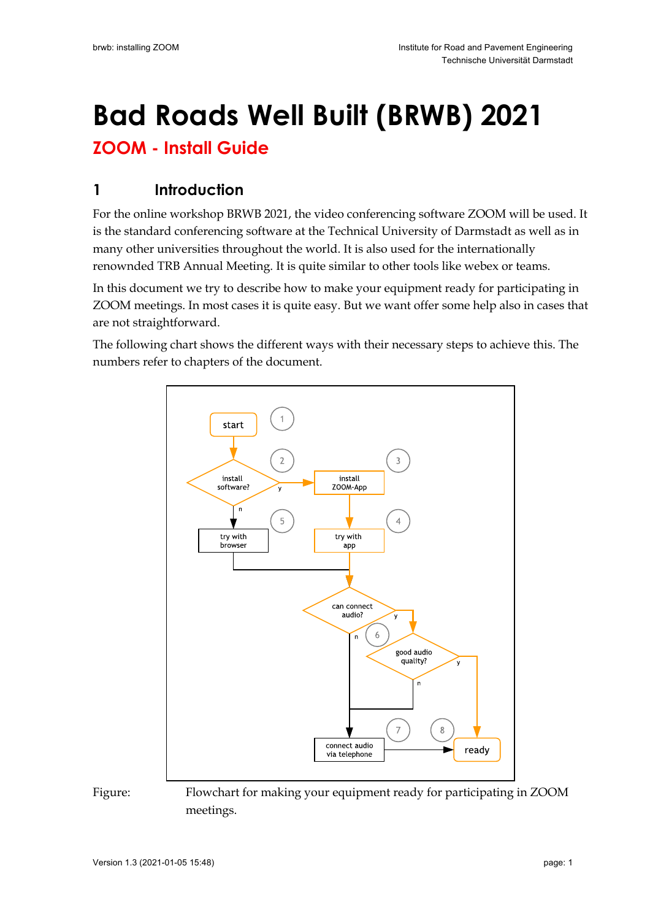# Bad Roads Well Built (BRWB) 2021

## ZOOM - Install Guide

## 1 Introduction

For the online workshop BRWB 2021, the video conferencing software ZOOM will be used. It is the standard conferencing software at the Technical University of Darmstadt as well as in many other universities throughout the world. It is also used for the internationally renownded TRB Annual Meeting. It is quite similar to other tools like webex or teams.

In this document we try to describe how to make your equipment ready for participating in ZOOM meetings. In most cases it is quite easy. But we want offer some help also in cases that are not straightforward.

The following chart shows the different ways with their necessary steps to achieve this. The numbers refer to chapters of the document.

start
1
install software?
2
y
install ZOOM-App
3
n
try with browser
5
try with app
4
can connect audio?
y
n
6
good audio quality?
y
n
7
8
connect audio via telephone
ready

Figure: Flowchart for making your equipment ready for participating in ZOOM meetings.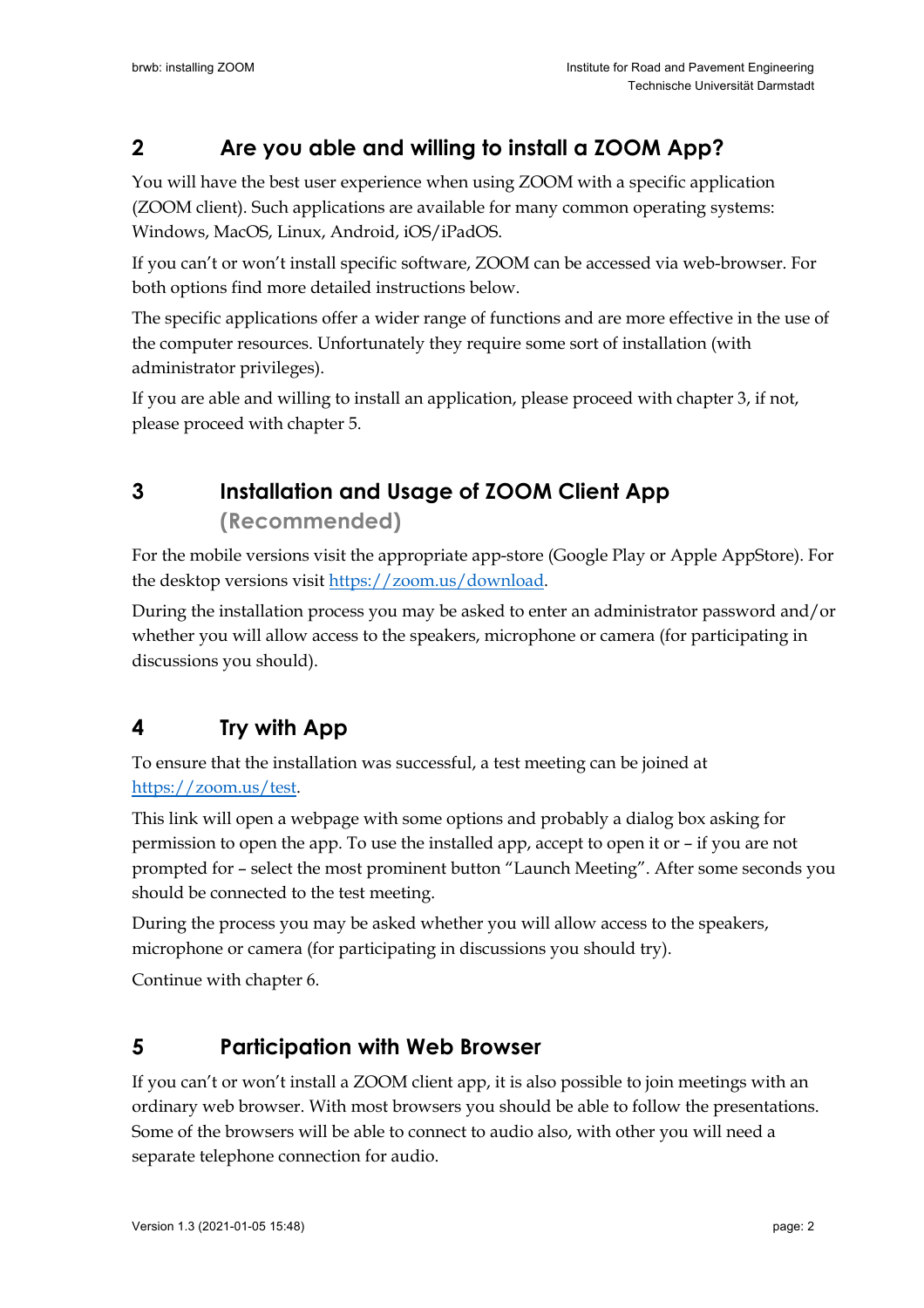## 2 Are you able and willing to install a ZOOM App?

You will have the best user experience when using ZOOM with a specific application (ZOOM client). Such applications are available for many common operating systems: Windows, MacOS, Linux, Android, iOS/iPadOS.

If you can't or won't install specific software, ZOOM can be accessed via web-browser. For both options find more detailed instructions below.

The specific applications offer a wider range of functions and are more effective in the use of the computer resources. Unfortunately they require some sort of installation (with administrator privileges).

If you are able and willing to install an application, please proceed with chapter 3, if not, please proceed with chapter 5.

## 3 Installation and Usage of ZOOM Client App (Recommended)

For the mobile versions visit the appropriate app-store (Google Play or Apple AppStore). For the desktop versions visit [https://zoom.us/download](https://zoom.us/download).

During the installation process you may be asked to enter an administrator password and/or whether you will allow access to the speakers, microphone or camera (for participating in discussions you should).

## 4 Try with App

To ensure that the installation was successful, a test meeting can be joined at [https://zoom.us/test](https://zoom.us/test).

This link will open a webpage with some options and probably a dialog box asking for permission to open the app. To use the installed app, accept to open it or – if you are not prompted for – select the most prominent button "Launch Meeting". After some seconds you should be connected to the test meeting.

During the process you may be asked whether you will allow access to the speakers, microphone or camera (for participating in discussions you should try).

Continue with chapter 6.

## 5 Participation with Web Browser

If you can't or won't install a ZOOM client app, it is also possible to join meetings with an ordinary web browser. With most browsers you should be able to follow the presentations. Some of the browsers will be able to connect to audio also, with other you will need a separate telephone connection for audio.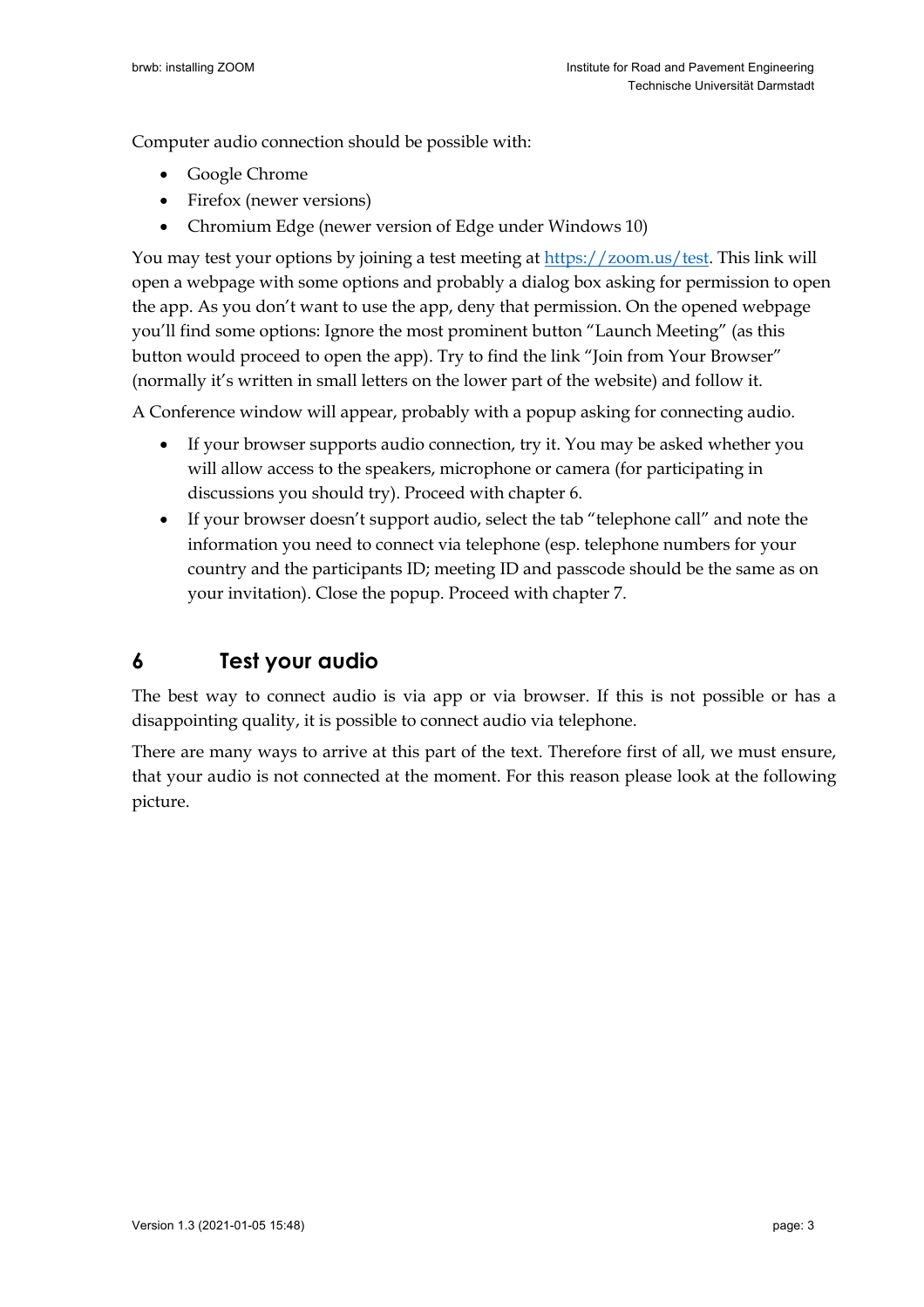Computer audio connection should be possible with:

- Google Chrome
- Firefox (newer versions)
- Chromium Edge (newer version of Edge under Windows 10)

You may test your options by joining a test meeting at [https://zoom.us/test](https://zoom.us/test). This link will open a webpage with some options and probably a dialog box asking for permission to open the app. As you don't want to use the app, deny that permission. On the opened webpage you'll find some options: Ignore the most prominent button "Launch Meeting" (as this button would proceed to open the app). Try to find the link "Join from Your Browser" (normally it's written in small letters on the lower part of the website) and follow it.

A Conference window will appear, probably with a popup asking for connecting audio.

- If your browser supports audio connection, try it. You may be asked whether you will allow access to the speakers, microphone or camera (for participating in discussions you should try). Proceed with chapter 6.
- If your browser doesn't support audio, select the tab "telephone call" and note the information you need to connect via telephone (esp. telephone numbers for your country and the participants ID; meeting ID and passcode should be the same as on your invitation). Close the popup. Proceed with chapter 7.

# 6 Test your audio

The best way to connect audio is via app or via browser. If this is not possible or has a disappointing quality, it is possible to connect audio via telephone.

There are many ways to arrive at this part of the text. Therefore first of all, we must ensure, that your audio is not connected at the moment. For this reason please look at the following picture.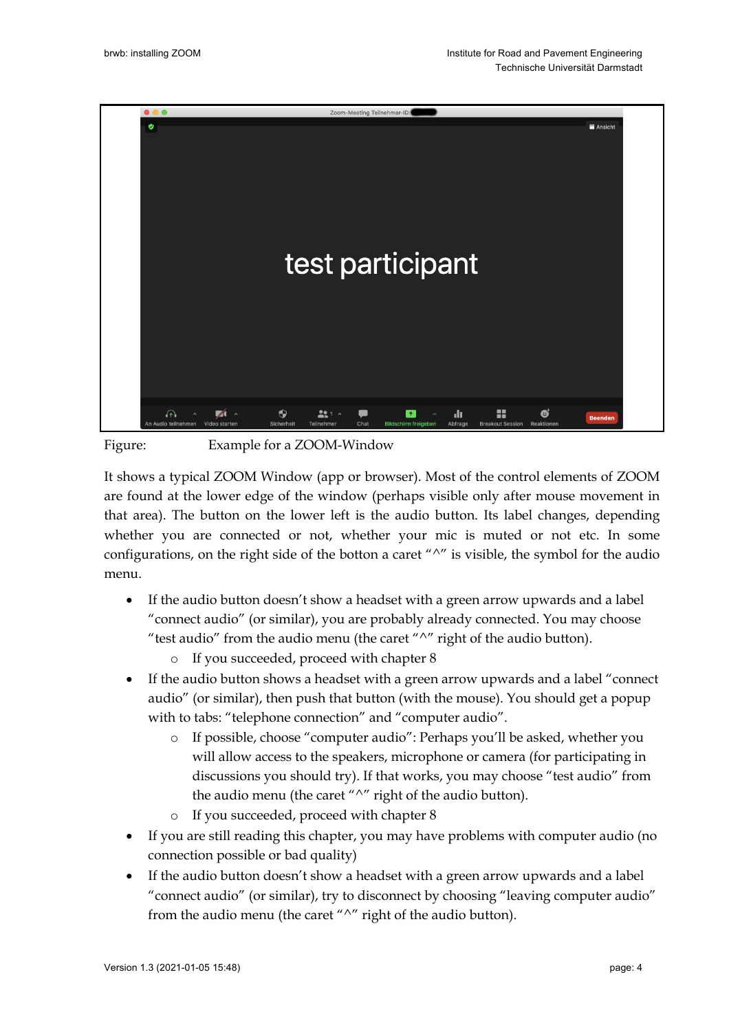Figure: Example for a ZOOM-Window

It shows a typical ZOOM Window (app or browser). Most of the control elements of ZOOM are found at the lower edge of the window (perhaps visible only after mouse movement in that area). The button on the lower left is the audio button. Its label changes, depending whether you are connected or not, whether your mic is muted or not etc. In some configurations, on the right side of the botton a caret "^" is visible, the symbol for the audio menu.

- If the audio button doesn't show a headset with a green arrow upwards and a label "connect audio" (or similar), you are probably already connected. You may choose "test audio" from the audio menu (the caret "^" right of the audio button).
    - If you succeeded, proceed with chapter 8
- If the audio button shows a headset with a green arrow upwards and a label "connect audio" (or similar), then push that button (with the mouse). You should get a popup with to tabs: "telephone connection" and "computer audio".
    - If possible, choose "computer audio": Perhaps you'll be asked, whether you will allow access to the speakers, microphone or camera (for participating in discussions you should try). If that works, you may choose "test audio" from the audio menu (the caret "^" right of the audio button).
    - If you succeeded, proceed with chapter 8
- If you are still reading this chapter, you may have problems with computer audio (no connection possible or bad quality)
- If the audio button doesn't show a headset with a green arrow upwards and a label "connect audio" (or similar), try to disconnect by choosing "leaving computer audio" from the audio menu (the caret "^" right of the audio button).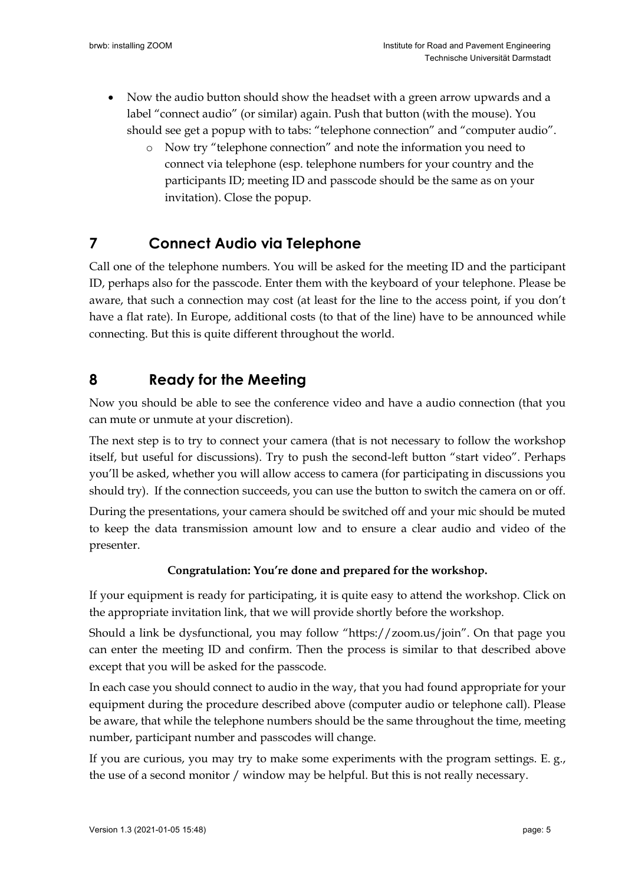- Now the audio button should show the headset with a green arrow upwards and a label "connect audio" (or similar) again. Push that button (with the mouse). You should see get a popup with to tabs: "telephone connection" and "computer audio".
  - Now try "telephone connection" and note the information you need to connect via telephone (esp. telephone numbers for your country and the participants ID; meeting ID and passcode should be the same as on your invitation). Close the popup.

# 7 Connect Audio via Telephone

Call one of the telephone numbers. You will be asked for the meeting ID and the participant ID, perhaps also for the passcode. Enter them with the keyboard of your telephone. Please be aware, that such a connection may cost (at least for the line to the access point, if you don't have a flat rate). In Europe, additional costs (to that of the line) have to be announced while connecting. But this is quite different throughout the world.

# 8 Ready for the Meeting

Now you should be able to see the conference video and have a audio connection (that you can mute or unmute at your discretion).

The next step is to try to connect your camera (that is not necessary to follow the workshop itself, but useful for discussions). Try to push the second-left button "start video". Perhaps you'll be asked, whether you will allow access to camera (for participating in discussions you should try). If the connection succeeds, you can use the button to switch the camera on or off.

During the presentations, your camera should be switched off and your mic should be muted to keep the data transmission amount low and to ensure a clear audio and video of the presenter.

**Congratulation: You're done and prepared for the workshop.**

If your equipment is ready for participating, it is quite easy to attend the workshop. Click on the appropriate invitation link, that we will provide shortly before the workshop.

Should a link be dysfunctional, you may follow "https://zoom.us/join". On that page you can enter the meeting ID and confirm. Then the process is similar to that described above except that you will be asked for the passcode.

In each case you should connect to audio in the way, that you had found appropriate for your equipment during the procedure described above (computer audio or telephone call). Please be aware, that while the telephone numbers should be the same throughout the time, meeting number, participant number and passcodes will change.

If you are curious, you may try to make some experiments with the program settings. E. g., the use of a second monitor / window may be helpful. But this is not really necessary.